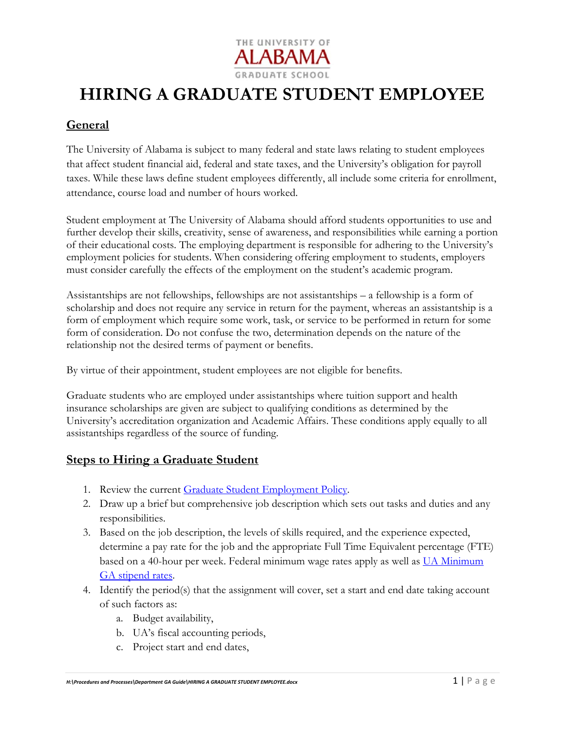THE UNIVERSITY OF ALABAMA GRADUATE SCHOOL

# HIRING A GRADUATE STUDENT EMPLOYEE

## General

The University of Alabama is subject to many federal and state laws relating to student employees that affect student financial aid, federal and state taxes, and the University's obligation for payroll taxes. While these laws define student employees differently, all include some criteria for enrollment, attendance, course load and number of hours worked.

Student employment at The University of Alabama should afford students opportunities to use and further develop their skills, creativity, sense of awareness, and responsibilities while earning a portion of their educational costs. The employing department is responsible for adhering to the University's employment policies for students. When considering offering employment to students, employers must consider carefully the effects of the employment on the student's academic program.

Assistantships are not fellowships, fellowships are not assistantships – a fellowship is a form of scholarship and does not require any service in return for the payment, whereas an assistantship is a form of employment which require some work, task, or service to be performed in return for some form of consideration. Do not confuse the two, determination depends on the nature of the relationship not the desired terms of payment or benefits.

By virtue of their appointment, student employees are not eligible for benefits.

Graduate students who are employed under assistantships where tuition support and health insurance scholarships are given are subject to qualifying conditions as determined by the University's accreditation organization and Academic Affairs. These conditions apply equally to all assistantships regardless of the source of funding.

## Steps to Hiring a Graduate Student

1. Review the current Graduate Student Employment Policy.
2. Draw up a brief but comprehensive job description which sets out tasks and duties and any responsibilities.
3. Based on the job description, the levels of skills required, and the experience expected, determine a pay rate for the job and the appropriate Full Time Equivalent percentage (FTE) based on a 40-hour per week. Federal minimum wage rates apply as well as UA Minimum GA stipend rates.
4. Identify the period(s) that the assignment will cover, set a start and end date taking account of such factors as:
   a. Budget availability,
   b. UA's fiscal accounting periods,
   c. Project start and end dates,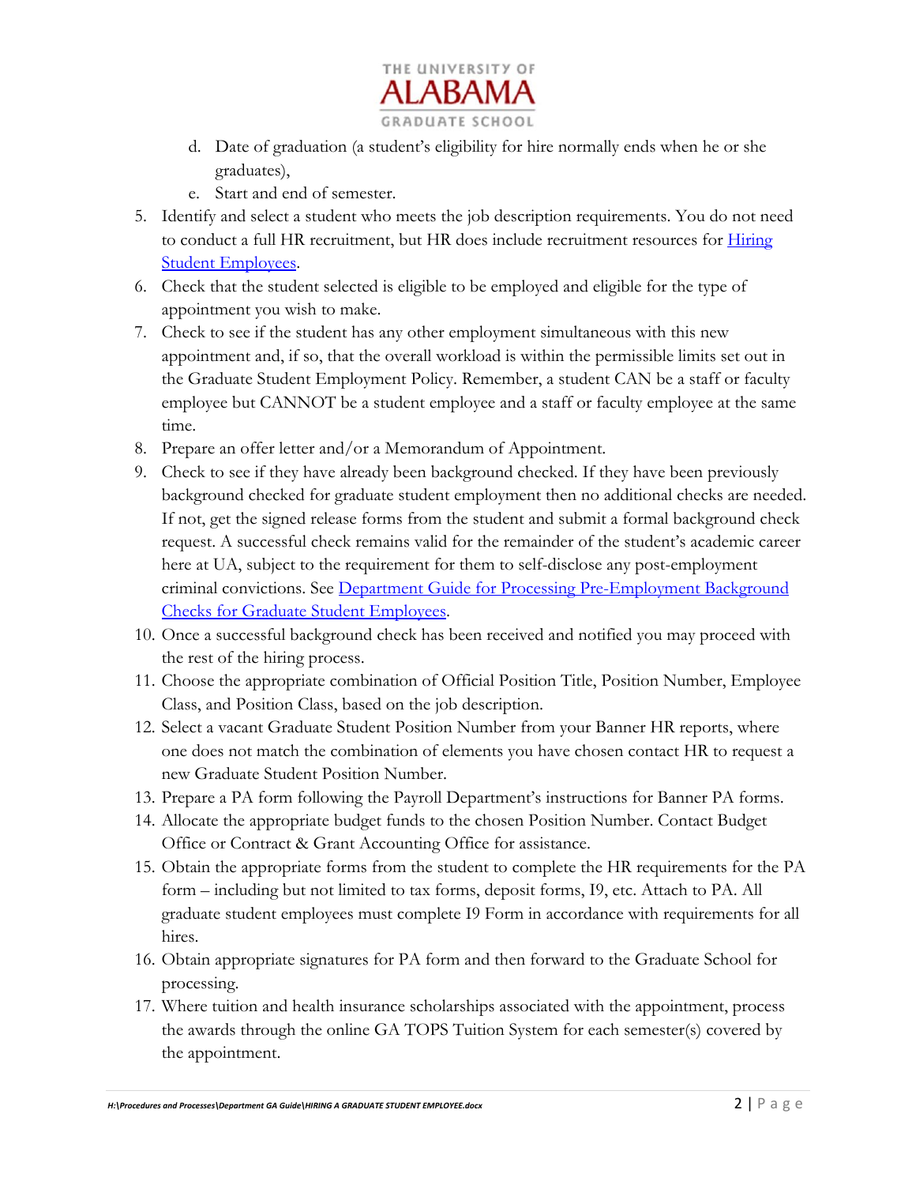d. Date of graduation (a student's eligibility for hire normally ends when he or she graduates),
   e. Start and end of semester.
5. Identify and select a student who meets the job description requirements. You do not need to conduct a full HR recruitment, but HR does include recruitment resources for [Hiring Student Employees](#).
6. Check that the student selected is eligible to be employed and eligible for the type of appointment you wish to make.
7. Check to see if the student has any other employment simultaneous with this new appointment and, if so, that the overall workload is within the permissible limits set out in the Graduate Student Employment Policy. Remember, a student CAN be a staff or faculty employee but CANNOT be a student employee and a staff or faculty employee at the same time.
8. Prepare an offer letter and/or a Memorandum of Appointment.
9. Check to see if they have already been background checked. If they have been previously background checked for graduate student employment then no additional checks are needed. If not, get the signed release forms from the student and submit a formal background check request. A successful check remains valid for the remainder of the student's academic career here at UA, subject to the requirement for them to self-disclose any post-employment criminal convictions. See [Department Guide for Processing Pre-Employment Background Checks for Graduate Student Employees](#).
10. Once a successful background check has been received and notified you may proceed with the rest of the hiring process.
11. Choose the appropriate combination of Official Position Title, Position Number, Employee Class, and Position Class, based on the job description.
12. Select a vacant Graduate Student Position Number from your Banner HR reports, where one does not match the combination of elements you have chosen contact HR to request a new Graduate Student Position Number.
13. Prepare a PA form following the Payroll Department's instructions for Banner PA forms.
14. Allocate the appropriate budget funds to the chosen Position Number. Contact Budget Office or Contract & Grant Accounting Office for assistance.
15. Obtain the appropriate forms from the student to complete the HR requirements for the PA form – including but not limited to tax forms, deposit forms, I9, etc. Attach to PA. All graduate student employees must complete I9 Form in accordance with requirements for all hires.
16. Obtain appropriate signatures for PA form and then forward to the Graduate School for processing.
17. Where tuition and health insurance scholarships associated with the appointment, process the awards through the online GA TOPS Tuition System for each semester(s) covered by the appointment.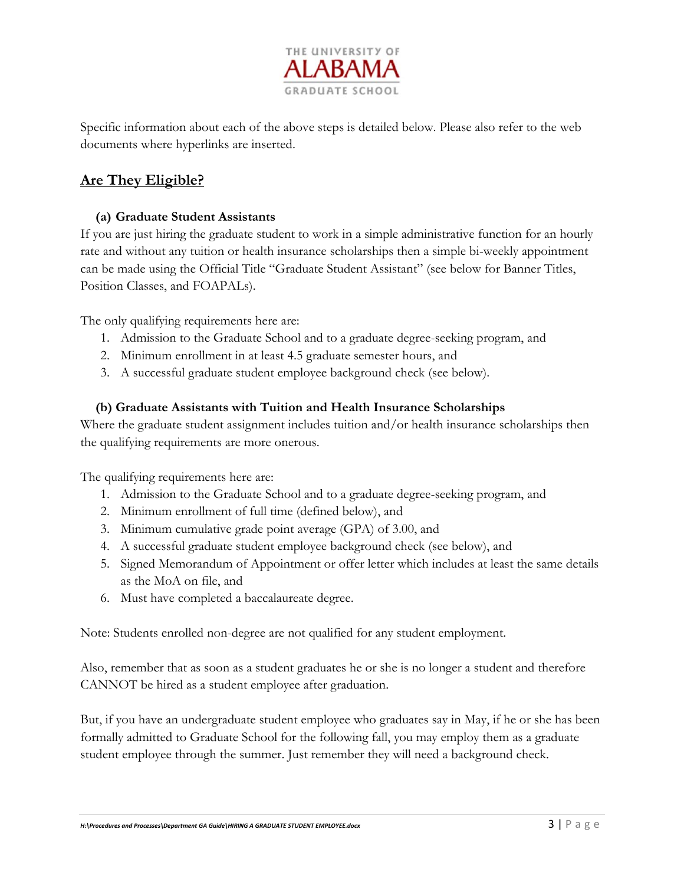Specific information about each of the above steps is detailed below. Please also refer to the web documents where hyperlinks are inserted.

## Are They Eligible?

### (a) Graduate Student Assistants

If you are just hiring the graduate student to work in a simple administrative function for an hourly rate and without any tuition or health insurance scholarships then a simple bi-weekly appointment can be made using the Official Title "Graduate Student Assistant" (see below for Banner Titles, Position Classes, and FOAPALs).

The only qualifying requirements here are:

1. Admission to the Graduate School and to a graduate degree-seeking program, and
2. Minimum enrollment in at least 4.5 graduate semester hours, and
3. A successful graduate student employee background check (see below).

### (b) Graduate Assistants with Tuition and Health Insurance Scholarships

Where the graduate student assignment includes tuition and/or health insurance scholarships then the qualifying requirements are more onerous.

The qualifying requirements here are:

1. Admission to the Graduate School and to a graduate degree-seeking program, and
2. Minimum enrollment of full time (defined below), and
3. Minimum cumulative grade point average (GPA) of 3.00, and
4. A successful graduate student employee background check (see below), and
5. Signed Memorandum of Appointment or offer letter which includes at least the same details as the MoA on file, and
6. Must have completed a baccalaureate degree.

Note: Students enrolled non-degree are not qualified for any student employment.

Also, remember that as soon as a student graduates he or she is no longer a student and therefore CANNOT be hired as a student employee after graduation.

But, if you have an undergraduate student employee who graduates say in May, if he or she has been formally admitted to Graduate School for the following fall, you may employ them as a graduate student employee through the summer. Just remember they will need a background check.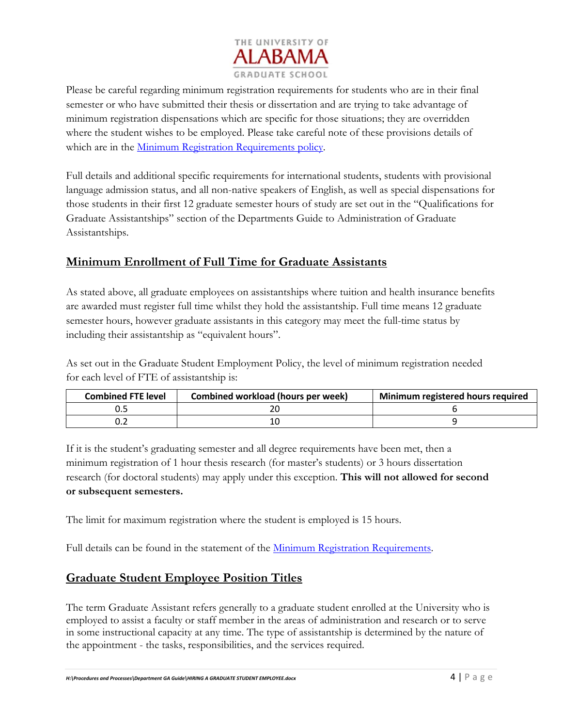Please be careful regarding minimum registration requirements for students who are in their final semester or who have submitted their thesis or dissertation and are trying to take advantage of minimum registration dispensations which are specific for those situations; they are overridden where the student wishes to be employed. Please take careful note of these provisions details of which are in the [Minimum Registration Requirements policy](#).

Full details and additional specific requirements for international students, students with provisional language admission status, and all non-native speakers of English, as well as special dispensations for those students in their first 12 graduate semester hours of study are set out in the "Qualifications for Graduate Assistantships" section of the Departments Guide to Administration of Graduate Assistantships.

## Minimum Enrollment of Full Time for Graduate Assistants

As stated above, all graduate employees on assistantships where tuition and health insurance benefits are awarded must register full time whilst they hold the assistantship. Full time means 12 graduate semester hours, however graduate assistants in this category may meet the full-time status by including their assistantship as "equivalent hours".

As set out in the Graduate Student Employment Policy, the level of minimum registration needed for each level of FTE of assistantship is:

| Combined FTE level | Combined workload (hours per week) | Minimum registered hours required |
|---|---|---|
| 0.5 | 20 | 6 |
| 0.2 | 10 | 9 |

If it is the student's graduating semester and all degree requirements have been met, then a minimum registration of 1 hour thesis research (for master's students) or 3 hours dissertation research (for doctoral students) may apply under this exception. **This will not allowed for second or subsequent semesters.**

The limit for maximum registration where the student is employed is 15 hours.

Full details can be found in the statement of the [Minimum Registration Requirements](#).

## Graduate Student Employee Position Titles

The term Graduate Assistant refers generally to a graduate student enrolled at the University who is employed to assist a faculty or staff member in the areas of administration and research or to serve in some instructional capacity at any time. The type of assistantship is determined by the nature of the appointment - the tasks, responsibilities, and the services required.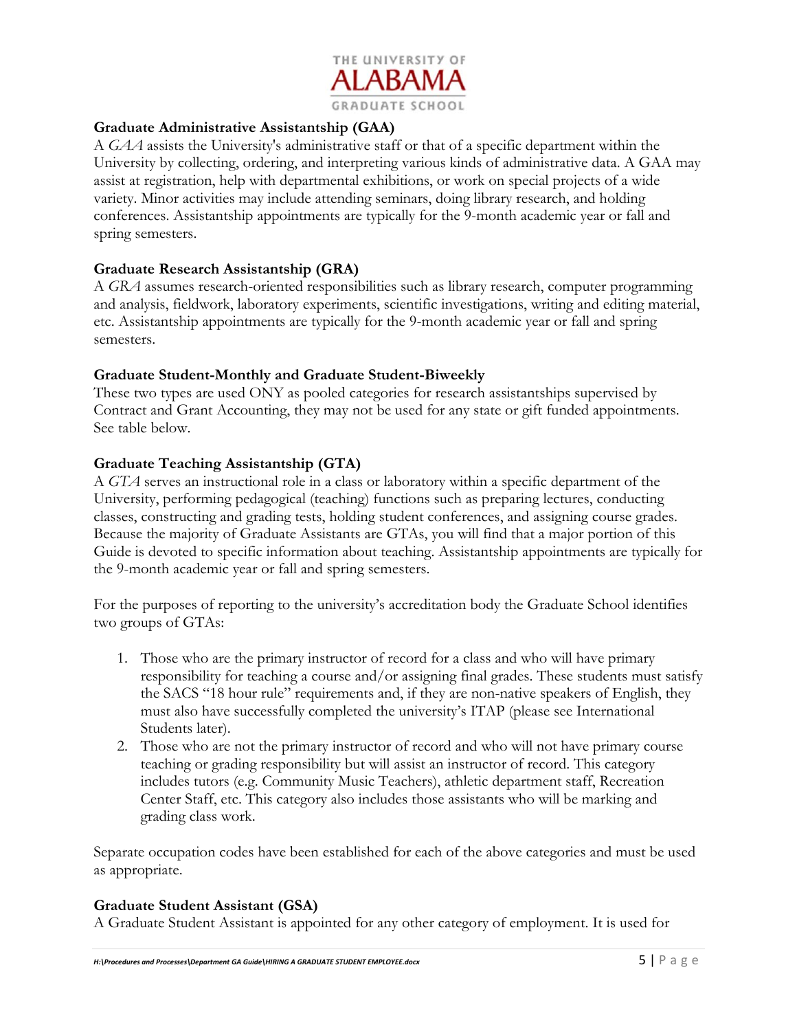**Graduate Administrative Assistantship (GAA)**

A *GAA* assists the University's administrative staff or that of a specific department within the University by collecting, ordering, and interpreting various kinds of administrative data. A GAA may assist at registration, help with departmental exhibitions, or work on special projects of a wide variety. Minor activities may include attending seminars, doing library research, and holding conferences. Assistantship appointments are typically for the 9-month academic year or fall and spring semesters.

**Graduate Research Assistantship (GRA)**

A *GRA* assumes research-oriented responsibilities such as library research, computer programming and analysis, fieldwork, laboratory experiments, scientific investigations, writing and editing material, etc. Assistantship appointments are typically for the 9-month academic year or fall and spring semesters.

**Graduate Student-Monthly and Graduate Student-Biweekly**

These two types are used ONY as pooled categories for research assistantships supervised by Contract and Grant Accounting, they may not be used for any state or gift funded appointments. See table below.

**Graduate Teaching Assistantship (GTA)**

A *GTA* serves an instructional role in a class or laboratory within a specific department of the University, performing pedagogical (teaching) functions such as preparing lectures, conducting classes, constructing and grading tests, holding student conferences, and assigning course grades. Because the majority of Graduate Assistants are GTAs, you will find that a major portion of this Guide is devoted to specific information about teaching. Assistantship appointments are typically for the 9-month academic year or fall and spring semesters.

For the purposes of reporting to the university's accreditation body the Graduate School identifies two groups of GTAs:

1. Those who are the primary instructor of record for a class and who will have primary responsibility for teaching a course and/or assigning final grades. These students must satisfy the SACS "18 hour rule" requirements and, if they are non-native speakers of English, they must also have successfully completed the university's ITAP (please see International Students later).
2. Those who are not the primary instructor of record and who will not have primary course teaching or grading responsibility but will assist an instructor of record. This category includes tutors (e.g. Community Music Teachers), athletic department staff, Recreation Center Staff, etc. This category also includes those assistants who will be marking and grading class work.

Separate occupation codes have been established for each of the above categories and must be used as appropriate.

**Graduate Student Assistant (GSA)**

A Graduate Student Assistant is appointed for any other category of employment. It is used for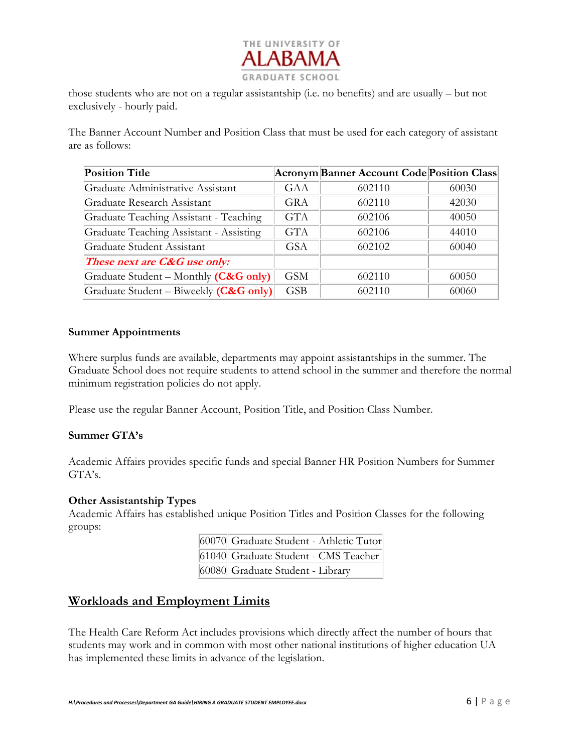those students who are not on a regular assistantship (i.e. no benefits) and are usually – but not exclusively - hourly paid.

The Banner Account Number and Position Class that must be used for each category of assistant are as follows:

| Position Title | Acronym | Banner Account Code | Position Class |
|---|---|---|---|
| Graduate Administrative Assistant | GAA | 602110 | 60030 |
| Graduate Research Assistant | GRA | 602110 | 42030 |
| Graduate Teaching Assistant - Teaching | GTA | 602106 | 40050 |
| Graduate Teaching Assistant - Assisting | GTA | 602106 | 44010 |
| Graduate Student Assistant | GSA | 602102 | 60040 |
| ***These next are C&G use only:*** | | | |
| Graduate Student – Monthly **(C&G only)** | GSM | 602110 | 60050 |
| Graduate Student – Biweekly **(C&G only)** | GSB | 602110 | 60060 |

**Summer Appointments**

Where surplus funds are available, departments may appoint assistantships in the summer. The Graduate School does not require students to attend school in the summer and therefore the normal minimum registration policies do not apply.

Please use the regular Banner Account, Position Title, and Position Class Number.

**Summer GTA's**

Academic Affairs provides specific funds and special Banner HR Position Numbers for Summer GTA's.

**Other Assistantship Types**

Academic Affairs has established unique Position Titles and Position Classes for the following groups:

| | |
|---|---|
| 60070 | Graduate Student - Athletic Tutor |
| 61040 | Graduate Student - CMS Teacher |
| 60080 | Graduate Student - Library |

## Workloads and Employment Limits

The Health Care Reform Act includes provisions which directly affect the number of hours that students may work and in common with most other national institutions of higher education UA has implemented these limits in advance of the legislation.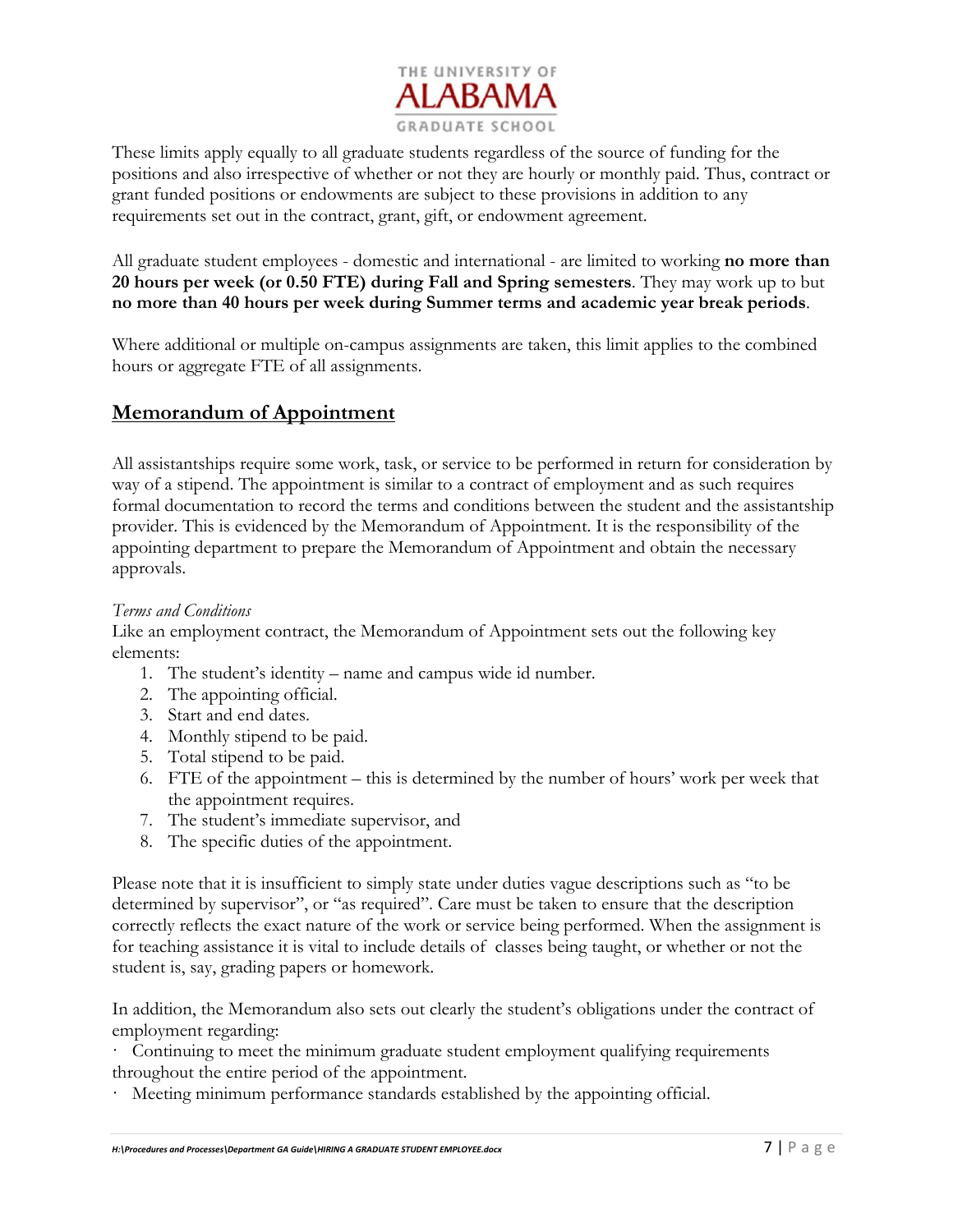These limits apply equally to all graduate students regardless of the source of funding for the positions and also irrespective of whether or not they are hourly or monthly paid. Thus, contract or grant funded positions or endowments are subject to these provisions in addition to any requirements set out in the contract, grant, gift, or endowment agreement.

All graduate student employees - domestic and international - are limited to working **no more than 20 hours per week (or 0.50 FTE) during Fall and Spring semesters**. They may work up to but **no more than 40 hours per week during Summer terms and academic year break periods**.

Where additional or multiple on-campus assignments are taken, this limit applies to the combined hours or aggregate FTE of all assignments.

## Memorandum of Appointment

All assistantships require some work, task, or service to be performed in return for consideration by way of a stipend. The appointment is similar to a contract of employment and as such requires formal documentation to record the terms and conditions between the student and the assistantship provider. This is evidenced by the Memorandum of Appointment. It is the responsibility of the appointing department to prepare the Memorandum of Appointment and obtain the necessary approvals.

*Terms and Conditions*

Like an employment contract, the Memorandum of Appointment sets out the following key elements:

1. The student's identity – name and campus wide id number.
2. The appointing official.
3. Start and end dates.
4. Monthly stipend to be paid.
5. Total stipend to be paid.
6. FTE of the appointment – this is determined by the number of hours' work per week that the appointment requires.
7. The student's immediate supervisor, and
8. The specific duties of the appointment.

Please note that it is insufficient to simply state under duties vague descriptions such as "to be determined by supervisor", or "as required". Care must be taken to ensure that the description correctly reflects the exact nature of the work or service being performed. When the assignment is for teaching assistance it is vital to include details of classes being taught, or whether or not the student is, say, grading papers or homework.

In addition, the Memorandum also sets out clearly the student's obligations under the contract of employment regarding:

- Continuing to meet the minimum graduate student employment qualifying requirements throughout the entire period of the appointment.
- Meeting minimum performance standards established by the appointing official.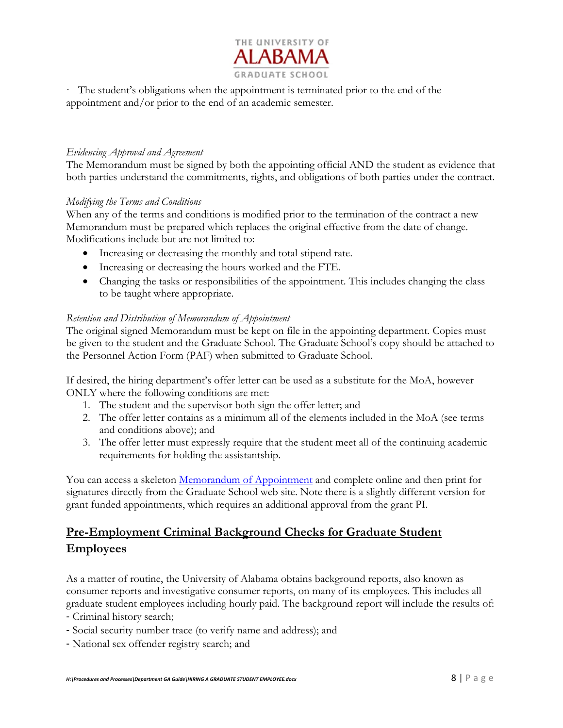· The student's obligations when the appointment is terminated prior to the end of the appointment and/or prior to the end of an academic semester.

*Evidencing Approval and Agreement*
The Memorandum must be signed by both the appointing official AND the student as evidence that both parties understand the commitments, rights, and obligations of both parties under the contract.

*Modifying the Terms and Conditions*
When any of the terms and conditions is modified prior to the termination of the contract a new Memorandum must be prepared which replaces the original effective from the date of change. Modifications include but are not limited to:

- Increasing or decreasing the monthly and total stipend rate.
- Increasing or decreasing the hours worked and the FTE.
- Changing the tasks or responsibilities of the appointment. This includes changing the class to be taught where appropriate.

*Retention and Distribution of Memorandum of Appointment*
The original signed Memorandum must be kept on file in the appointing department. Copies must be given to the student and the Graduate School. The Graduate School's copy should be attached to the Personnel Action Form (PAF) when submitted to Graduate School.

If desired, the hiring department's offer letter can be used as a substitute for the MoA, however ONLY where the following conditions are met:

1. The student and the supervisor both sign the offer letter; and
2. The offer letter contains as a minimum all of the elements included in the MoA (see terms and conditions above); and
3. The offer letter must expressly require that the student meet all of the continuing academic requirements for holding the assistantship.

You can access a skeleton Memorandum of Appointment and complete online and then print for signatures directly from the Graduate School web site. Note there is a slightly different version for grant funded appointments, which requires an additional approval from the grant PI.

## Pre-Employment Criminal Background Checks for Graduate Student Employees

As a matter of routine, the University of Alabama obtains background reports, also known as consumer reports and investigative consumer reports, on many of its employees. This includes all graduate student employees including hourly paid. The background report will include the results of:

- Criminal history search;
- Social security number trace (to verify name and address); and
- National sex offender registry search; and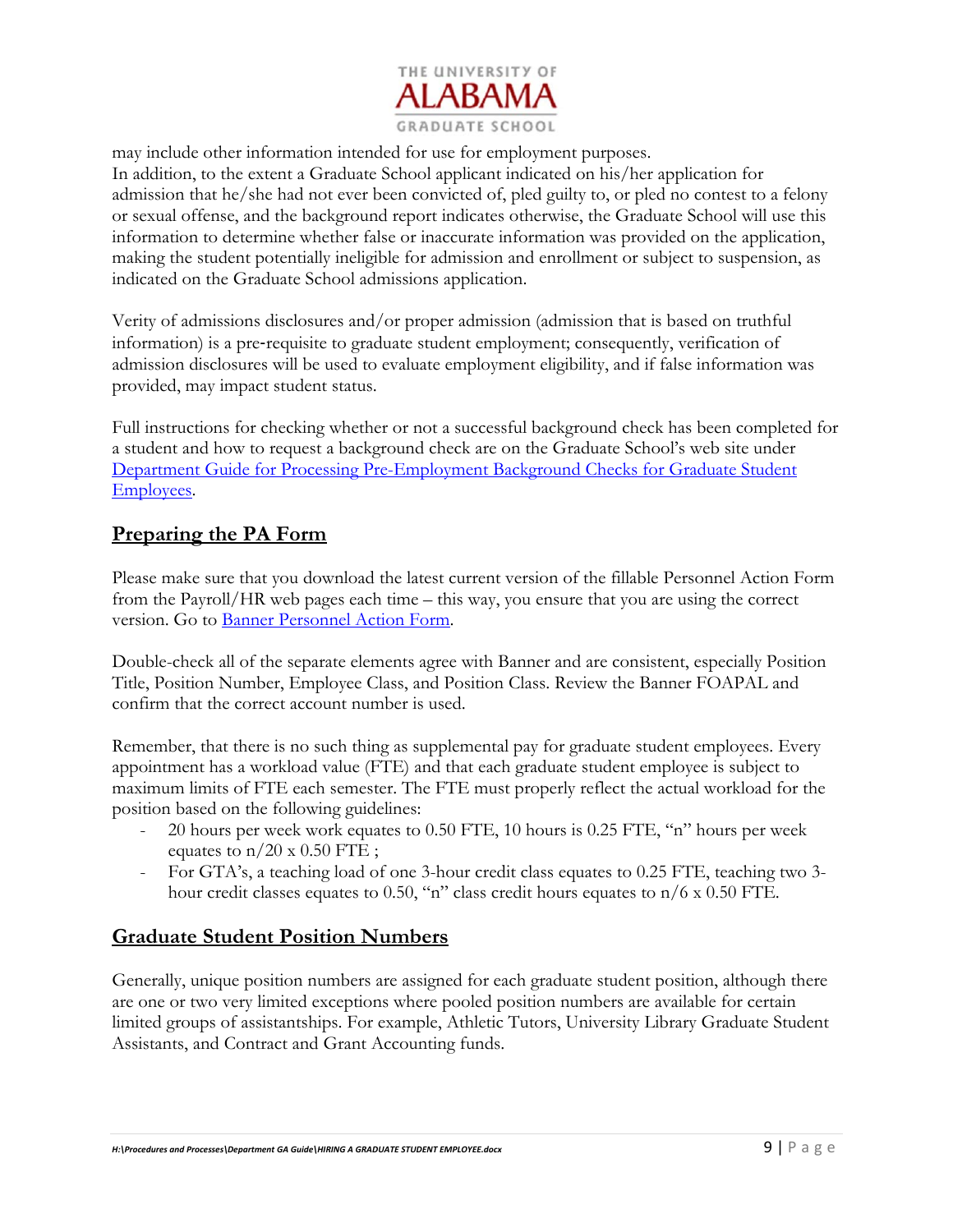may include other information intended for use for employment purposes.
In addition, to the extent a Graduate School applicant indicated on his/her application for admission that he/she had not ever been convicted of, pled guilty to, or pled no contest to a felony or sexual offense, and the background report indicates otherwise, the Graduate School will use this information to determine whether false or inaccurate information was provided on the application, making the student potentially ineligible for admission and enrollment or subject to suspension, as indicated on the Graduate School admissions application.

Verity of admissions disclosures and/or proper admission (admission that is based on truthful information) is a pre-requisite to graduate student employment; consequently, verification of admission disclosures will be used to evaluate employment eligibility, and if false information was provided, may impact student status.

Full instructions for checking whether or not a successful background check has been completed for a student and how to request a background check are on the Graduate School's web site under Department Guide for Processing Pre-Employment Background Checks for Graduate Student Employees.

## Preparing the PA Form

Please make sure that you download the latest current version of the fillable Personnel Action Form from the Payroll/HR web pages each time – this way, you ensure that you are using the correct version. Go to Banner Personnel Action Form.

Double-check all of the separate elements agree with Banner and are consistent, especially Position Title, Position Number, Employee Class, and Position Class. Review the Banner FOAPAL and confirm that the correct account number is used.

Remember, that there is no such thing as supplemental pay for graduate student employees. Every appointment has a workload value (FTE) and that each graduate student employee is subject to maximum limits of FTE each semester. The FTE must properly reflect the actual workload for the position based on the following guidelines:

- 20 hours per week work equates to 0.50 FTE, 10 hours is 0.25 FTE, "n" hours per week equates to n/20 x 0.50 FTE ;
- For GTA's, a teaching load of one 3-hour credit class equates to 0.25 FTE, teaching two 3-hour credit classes equates to 0.50, "n" class credit hours equates to n/6 x 0.50 FTE.

## Graduate Student Position Numbers

Generally, unique position numbers are assigned for each graduate student position, although there are one or two very limited exceptions where pooled position numbers are available for certain limited groups of assistantships. For example, Athletic Tutors, University Library Graduate Student Assistants, and Contract and Grant Accounting funds.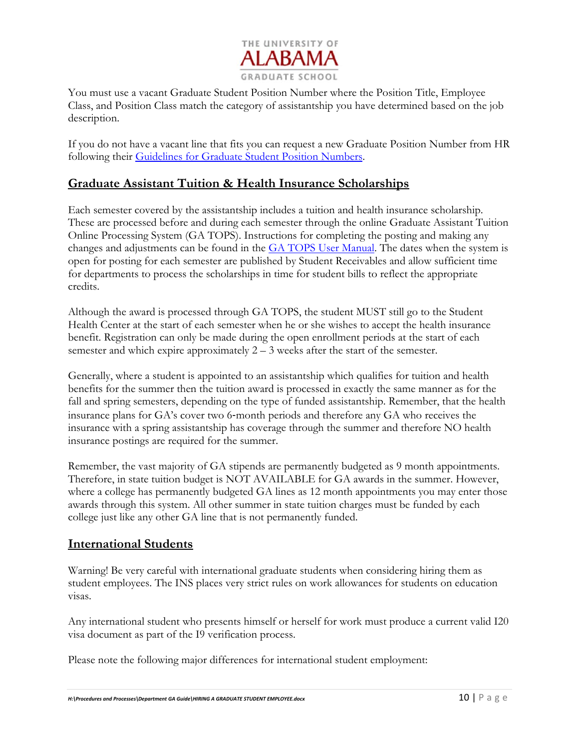You must use a vacant Graduate Student Position Number where the Position Title, Employee Class, and Position Class match the category of assistantship you have determined based on the job description.

If you do not have a vacant line that fits you can request a new Graduate Position Number from HR following their Guidelines for Graduate Student Position Numbers.

## Graduate Assistant Tuition & Health Insurance Scholarships

Each semester covered by the assistantship includes a tuition and health insurance scholarship. These are processed before and during each semester through the online Graduate Assistant Tuition Online Processing System (GA TOPS). Instructions for completing the posting and making any changes and adjustments can be found in the GA TOPS User Manual. The dates when the system is open for posting for each semester are published by Student Receivables and allow sufficient time for departments to process the scholarships in time for student bills to reflect the appropriate credits.

Although the award is processed through GA TOPS, the student MUST still go to the Student Health Center at the start of each semester when he or she wishes to accept the health insurance benefit. Registration can only be made during the open enrollment periods at the start of each semester and which expire approximately 2 – 3 weeks after the start of the semester.

Generally, where a student is appointed to an assistantship which qualifies for tuition and health benefits for the summer then the tuition award is processed in exactly the same manner as for the fall and spring semesters, depending on the type of funded assistantship. Remember, that the health insurance plans for GA's cover two 6-month periods and therefore any GA who receives the insurance with a spring assistantship has coverage through the summer and therefore NO health insurance postings are required for the summer.

Remember, the vast majority of GA stipends are permanently budgeted as 9 month appointments. Therefore, in state tuition budget is NOT AVAILABLE for GA awards in the summer. However, where a college has permanently budgeted GA lines as 12 month appointments you may enter those awards through this system. All other summer in state tuition charges must be funded by each college just like any other GA line that is not permanently funded.

## International Students

Warning! Be very careful with international graduate students when considering hiring them as student employees. The INS places very strict rules on work allowances for students on education visas.

Any international student who presents himself or herself for work must produce a current valid I20 visa document as part of the I9 verification process.

Please note the following major differences for international student employment: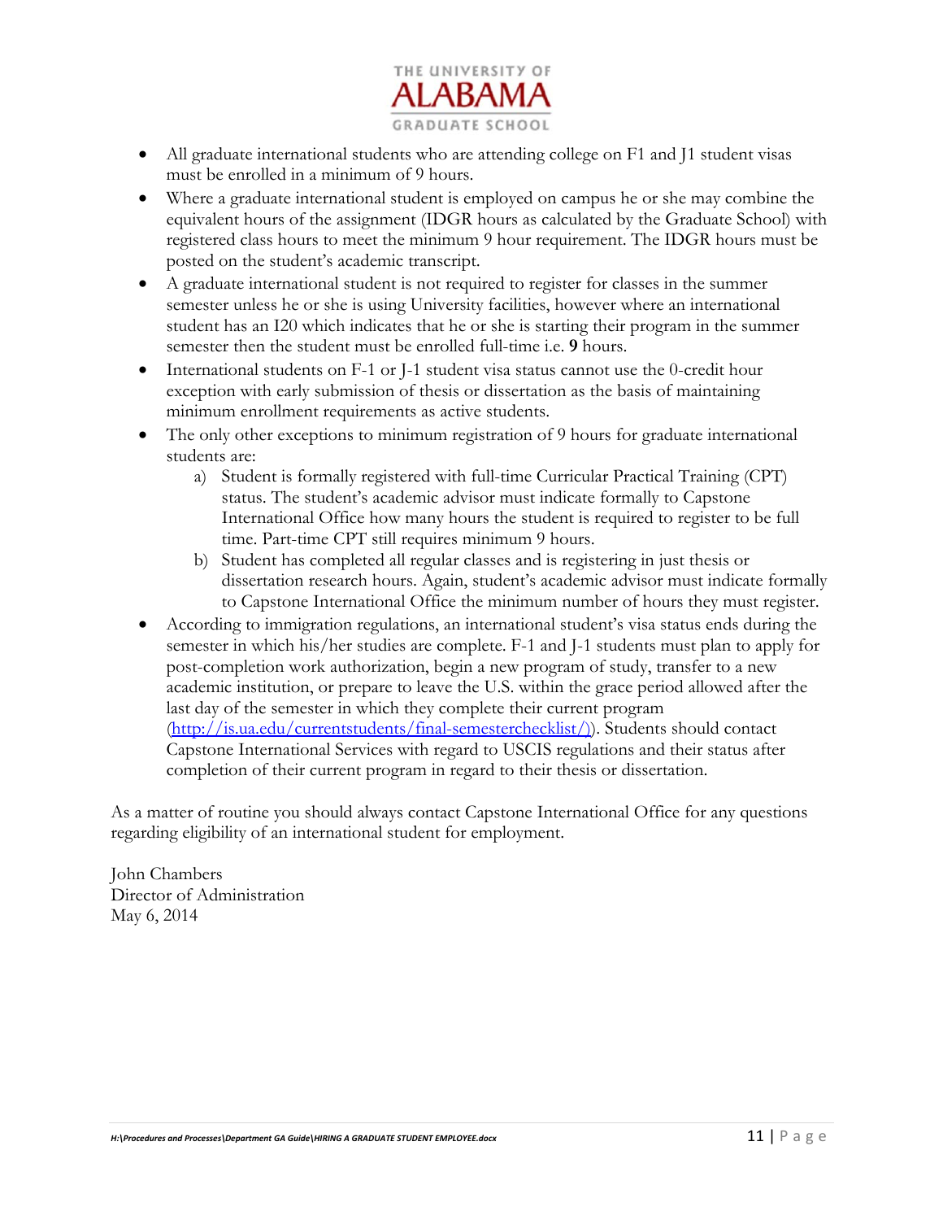- All graduate international students who are attending college on F1 and J1 student visas must be enrolled in a minimum of 9 hours.
- Where a graduate international student is employed on campus he or she may combine the equivalent hours of the assignment (IDGR hours as calculated by the Graduate School) with registered class hours to meet the minimum 9 hour requirement. The IDGR hours must be posted on the student's academic transcript.
- A graduate international student is not required to register for classes in the summer semester unless he or she is using University facilities, however where an international student has an I20 which indicates that he or she is starting their program in the summer semester then the student must be enrolled full-time i.e. **9** hours.
- International students on F-1 or J-1 student visa status cannot use the 0-credit hour exception with early submission of thesis or dissertation as the basis of maintaining minimum enrollment requirements as active students.
- The only other exceptions to minimum registration of 9 hours for graduate international students are:
    a) Student is formally registered with full-time Curricular Practical Training (CPT) status. The student's academic advisor must indicate formally to Capstone International Office how many hours the student is required to register to be full time. Part-time CPT still requires minimum 9 hours.
    b) Student has completed all regular classes and is registering in just thesis or dissertation research hours. Again, student's academic advisor must indicate formally to Capstone International Office the minimum number of hours they must register.
- According to immigration regulations, an international student's visa status ends during the semester in which his/her studies are complete. F-1 and J-1 students must plan to apply for post-completion work authorization, begin a new program of study, transfer to a new academic institution, or prepare to leave the U.S. within the grace period allowed after the last day of the semester in which they complete their current program (http://is.ua.edu/currentstudents/final-semesterchecklist/)). Students should contact Capstone International Services with regard to USCIS regulations and their status after completion of their current program in regard to their thesis or dissertation.

As a matter of routine you should always contact Capstone International Office for any questions regarding eligibility of an international student for employment.

John Chambers
Director of Administration
May 6, 2014